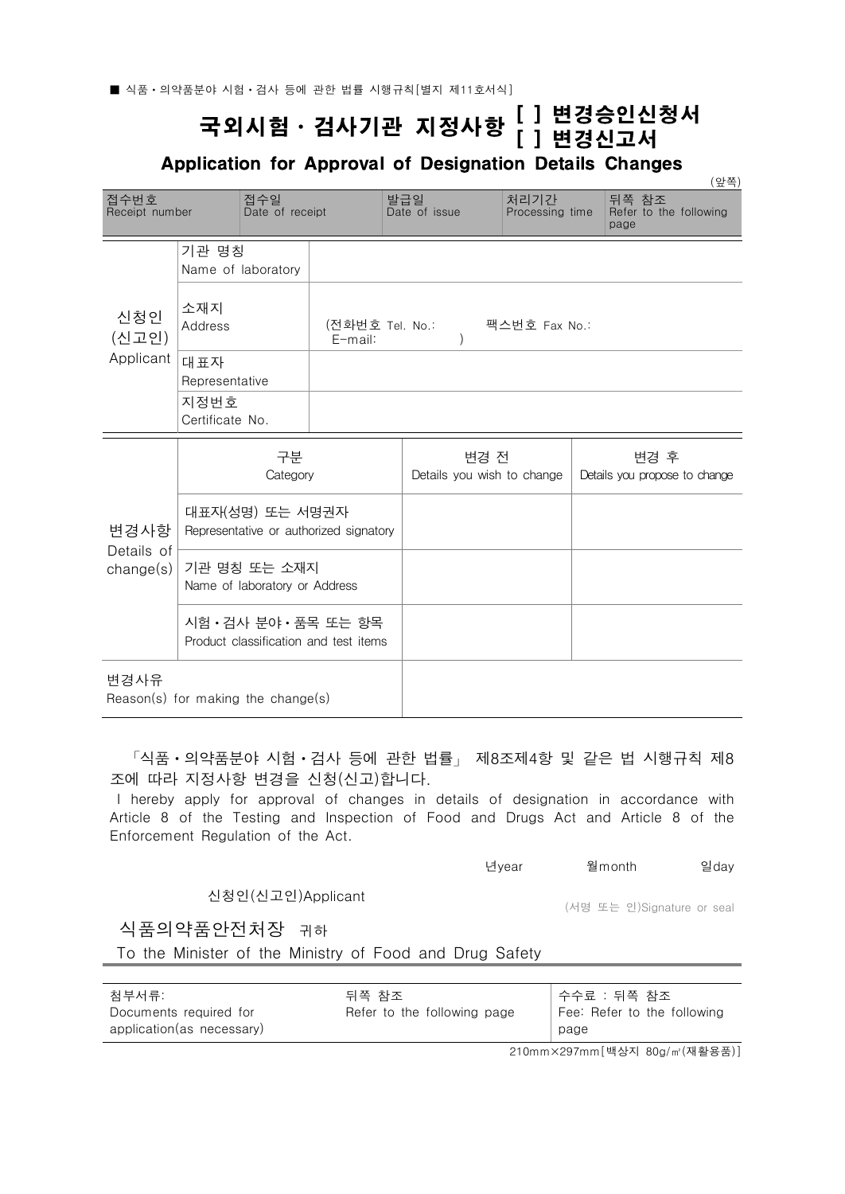■ 식품 • 의약품분야 시험 • 검사 등에 관한 법률 시행규칙[별지 제11호서식]

# 국외시험 · 검사기관 지정사항 [ ] 변경승인신청서 [ ] 변경신고서

## Application for Approval of Designation Details Changes

(앞쪽)

| 접수번호 Receipt number | 접수일 Date of receipt | 발급일 Date of issue | 처리기간 Processing time | 뒤쪽 참조 Refer to the following page |
|---|---|---|---|---|

| 신청인 (신고인) Applicant | 기관 명칭 Name of laboratory | |
|---|---|---|
| | 소재지 Address | (전화번호 Tel. No.: 팩스번호 Fax No.: E-mail: ) |
| | 대표자 Representative | |
| | 지정번호 Certificate No. | |

| 변경사항 Details of change(s) | 구분 Category | 변경 전 Details you wish to change | 변경 후 Details you propose to change |
|---|---|---|---|
| | 대표자(성명) 또는 서명권자 Representative or authorized signatory | | |
| | 기관 명칭 또는 소재지 Name of laboratory or Address | | |
| | 시험 • 검사 분야 • 품목 또는 항목 Product classification and test items | | |
| 변경사유 Reason(s) for making the change(s) | | | |

「식품 • 의약품분야 시험 • 검사 등에 관한 법률」 제8조제4항 및 같은 법 시행규칙 제8조에 따라 지정사항 변경을 신청(신고)합니다.

I hereby apply for approval of changes in details of designation in accordance with Article 8 of the Testing and Inspection of Food and Drugs Act and Article 8 of the Enforcement Regulation of the Act.

년year 월month 일day

신청인(신고인)Applicant (서명 또는 인)Signature or seal

식품의약품안전처장 귀하

To the Minister of the Ministry of Food and Drug Safety

| 첨부서류: Documents required for application(as necessary) | 뒤쪽 참조 Refer to the following page | 수수료 : 뒤쪽 참조 Fee: Refer to the following page |
|---|---|---|

210mm×297mm[백상지 80g/㎡(재활용품)]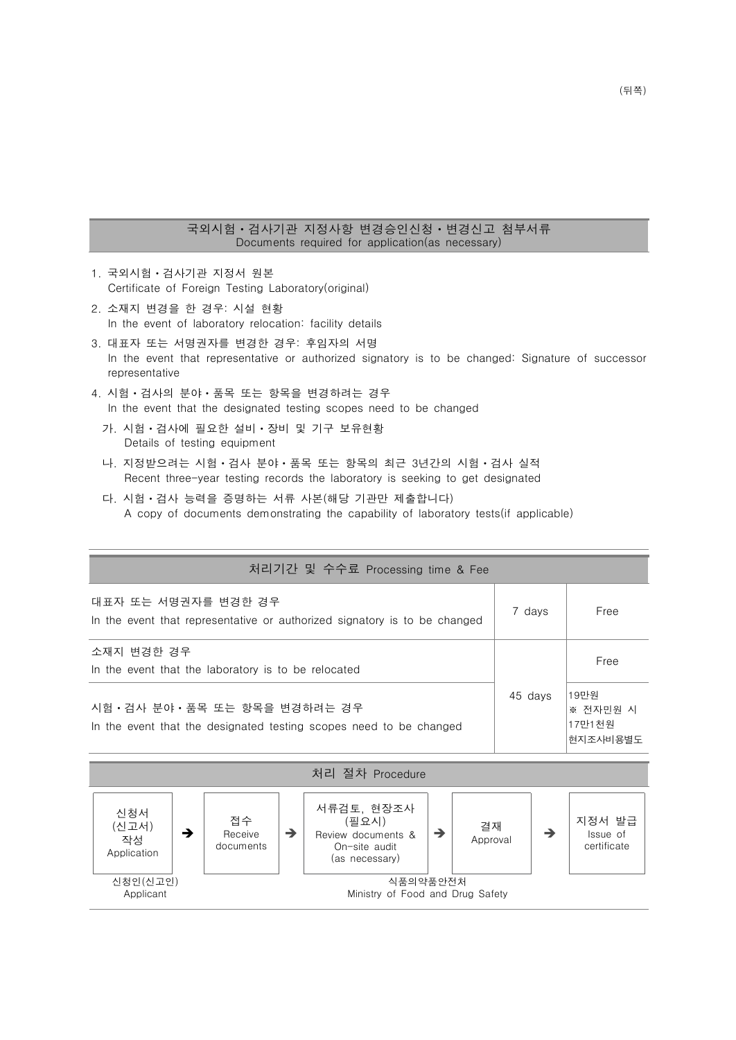(뒤쪽)

## 국외시험·검사기관 지정사항 변경승인신청·변경신고 첨부서류
Documents required for application(as necessary)

1. 국외시험·검사기관 지정서 원본
   Certificate of Foreign Testing Laboratory(original)
2. 소재지 변경을 한 경우: 시설 현황
   In the event of laboratory relocation: facility details
3. 대표자 또는 서명권자를 변경한 경우: 후임자의 서명
   In the event that representative or authorized signatory is to be changed: Signature of successor representative
4. 시험·검사의 분야·품목 또는 항목을 변경하려는 경우
   In the event that the designated testing scopes need to be changed
   가. 시험·검사에 필요한 설비·장비 및 기구 보유현황
      Details of testing equipment
   나. 지정받으려는 시험·검사 분야·품목 또는 항목의 최근 3년간의 시험·검사 실적
      Recent three-year testing records the laboratory is seeking to get designated
   다. 시험·검사 능력을 증명하는 서류 사본(해당 기관만 제출합니다)
      A copy of documents demonstrating the capability of laboratory tests(if applicable)

| 처리기간 및 수수료 Processing time & Fee | | |
|---|---|---|
| 대표자 또는 서명권자를 변경한 경우<br>In the event that representative or authorized signatory is to be changed | 7 days | Free |
| 소재지 변경한 경우<br>In the event that the laboratory is to be relocated | 45 days | Free |
| 시험·검사 분야·품목 또는 항목을 변경하려는 경우<br>In the event that the designated testing scopes need to be changed | | 19만원<br>※ 전자민원 시 17만1천원<br>현지조사비용별도 |

### 처리 절차 Procedure

신청서(신고서) 작성 Application → 접수 Receive documents → 서류검토, 현장조사(필요시) Review documents & On-site audit (as necessary) → 결재 Approval → 지정서 발급 Issue of certificate

신청인(신고인) Applicant | 식품의약품안전처 Ministry of Food and Drug Safety